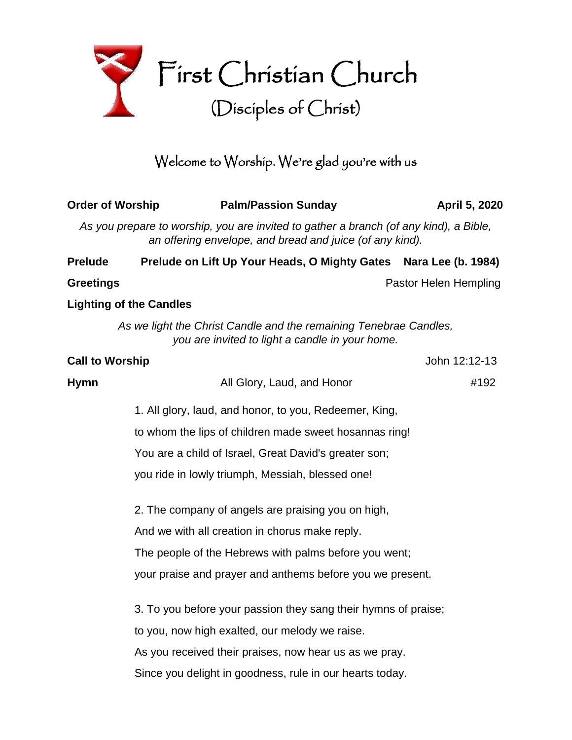# First Christian Church

## (Disciples of Christ)

### Welcome to Worship. We're glad you're with us

**Order of Worship** **Palm/Passion Sunday** **April 5, 2020**

*As you prepare to worship, you are invited to gather a branch (of any kind), a Bible, an offering envelope, and bread and juice (of any kind).*

**Prelude** **Prelude on Lift Up Your Heads, O Mighty Gates** **Nara Lee (b. 1984)**

**Greetings** Pastor Helen Hempling

**Lighting of the Candles**

*As we light the Christ Candle and the remaining Tenebrae Candles, you are invited to light a candle in your home.*

**Call to Worship** John 12:12-13

**Hymn** All Glory, Laud, and Honor #192

1. All glory, laud, and honor, to you, Redeemer, King,
to whom the lips of children made sweet hosannas ring!
You are a child of Israel, Great David's greater son;
you ride in lowly triumph, Messiah, blessed one!

2. The company of angels are praising you on high,
And we with all creation in chorus make reply.
The people of the Hebrews with palms before you went;
your praise and prayer and anthems before you we present.

3. To you before your passion they sang their hymns of praise;
to you, now high exalted, our melody we raise.
As you received their praises, now hear us as we pray.
Since you delight in goodness, rule in our hearts today.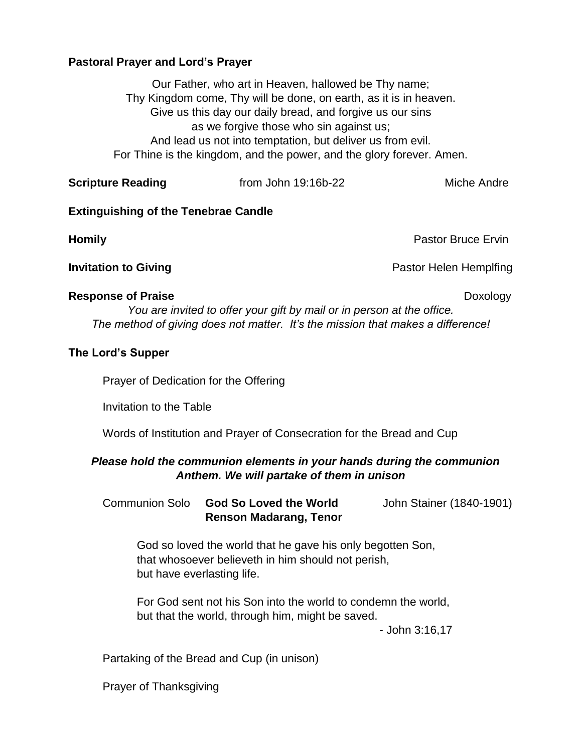**Pastoral Prayer and Lord's Prayer**

Our Father, who art in Heaven, hallowed be Thy name;
Thy Kingdom come, Thy will be done, on earth, as it is in heaven.
Give us this day our daily bread, and forgive us our sins
as we forgive those who sin against us;
And lead us not into temptation, but deliver us from evil.
For Thine is the kingdom, and the power, and the glory forever. Amen.

**Scripture Reading** from John 19:16b-22 Miche Andre

**Extinguishing of the Tenebrae Candle**

**Homily** Pastor Bruce Ervin

**Invitation to Giving** Pastor Helen Hemplfing

**Response of Praise** Doxology

*You are invited to offer your gift by mail or in person at the office.*
*The method of giving does not matter. It's the mission that makes a difference!*

**The Lord's Supper**

Prayer of Dedication for the Offering

Invitation to the Table

Words of Institution and Prayer of Consecration for the Bread and Cup

***Please hold the communion elements in your hands during the communion Anthem. We will partake of them in unison***

Communion Solo **God So Loved the World** John Stainer (1840-1901)
**Renson Madarang, Tenor**

God so loved the world that he gave his only begotten Son,
that whosoever believeth in him should not perish,
but have everlasting life.

For God sent not his Son into the world to condemn the world,
but that the world, through him, might be saved.

- John 3:16,17

Partaking of the Bread and Cup (in unison)

Prayer of Thanksgiving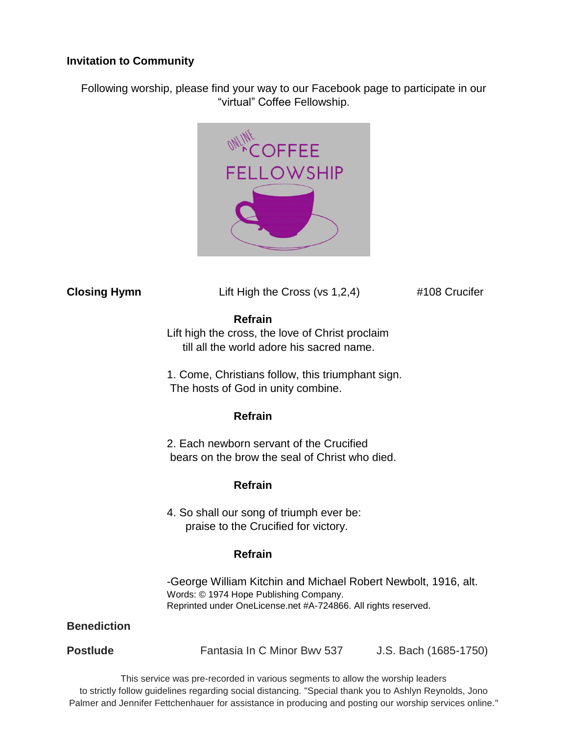**Invitation to Community**

Following worship, please find your way to our Facebook page to participate in our "virtual" Coffee Fellowship.

**Closing Hymn** Lift High the Cross (vs 1,2,4) #108 Crucifer

**Refrain**
Lift high the cross, the love of Christ proclaim
till all the world adore his sacred name.

1. Come, Christians follow, this triumphant sign.
The hosts of God in unity combine.

**Refrain**

2. Each newborn servant of the Crucified
bears on the brow the seal of Christ who died.

**Refrain**

4. So shall our song of triumph ever be:
praise to the Crucified for victory.

**Refrain**

-George William Kitchin and Michael Robert Newbolt, 1916, alt.
Words: © 1974 Hope Publishing Company.
Reprinted under OneLicense.net #A-724866. All rights reserved.

**Benediction**

**Postlude** Fantasia In C Minor Bwv 537 J.S. Bach (1685-1750)

This service was pre-recorded in various segments to allow the worship leaders to strictly follow guidelines regarding social distancing. "Special thank you to Ashlyn Reynolds, Jono Palmer and Jennifer Fettchenhauer for assistance in producing and posting our worship services online."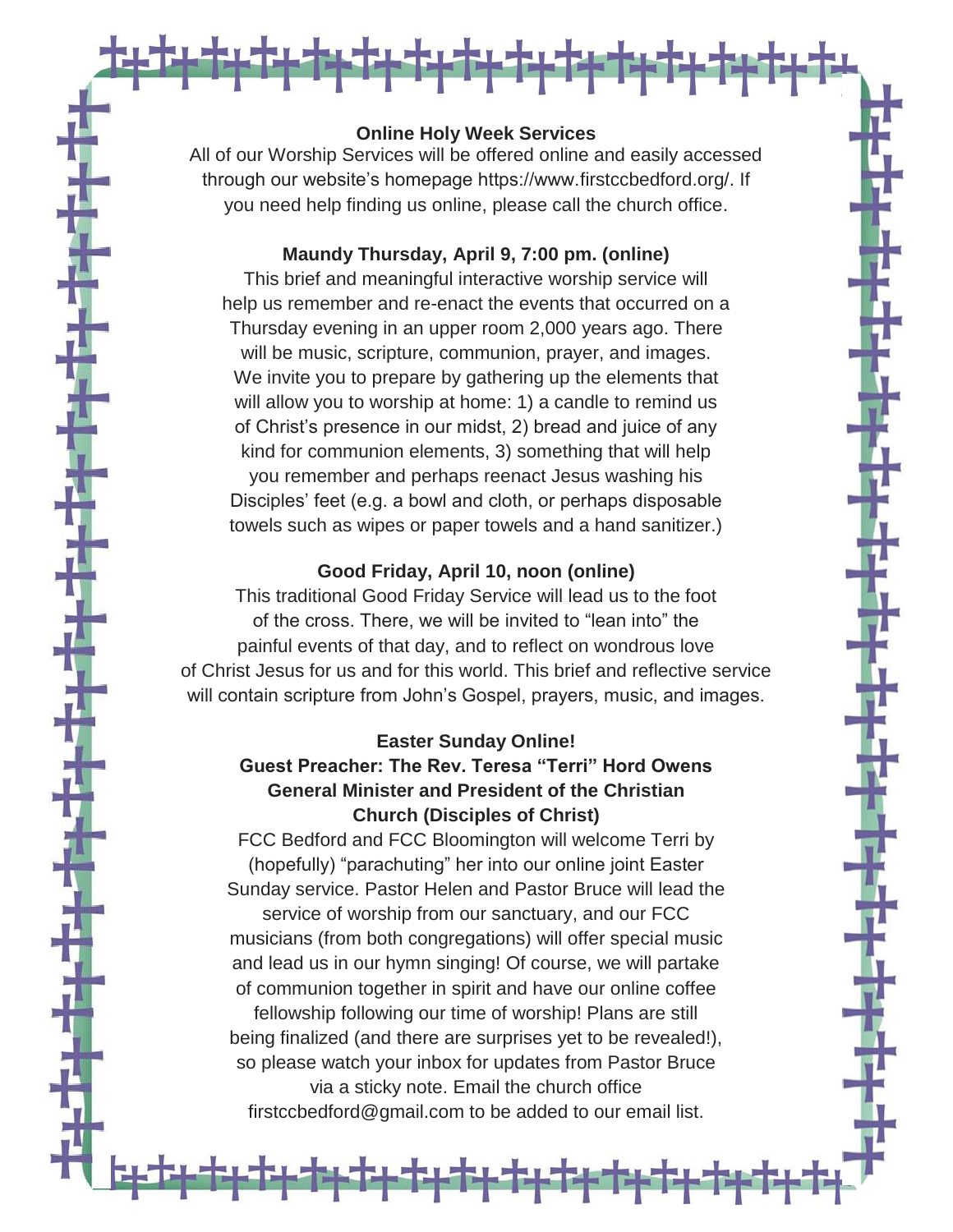**Online Holy Week Services**

All of our Worship Services will be offered online and easily accessed through our website's homepage https://www.firstccbedford.org/. If you need help finding us online, please call the church office.

**Maundy Thursday, April 9, 7:00 pm. (online)**

This brief and meaningful interactive worship service will help us remember and re-enact the events that occurred on a Thursday evening in an upper room 2,000 years ago. There will be music, scripture, communion, prayer, and images. We invite you to prepare by gathering up the elements that will allow you to worship at home: 1) a candle to remind us of Christ's presence in our midst, 2) bread and juice of any kind for communion elements, 3) something that will help you remember and perhaps reenact Jesus washing his Disciples' feet (e.g. a bowl and cloth, or perhaps disposable towels such as wipes or paper towels and a hand sanitizer.)

**Good Friday, April 10, noon (online)**

This traditional Good Friday Service will lead us to the foot of the cross. There, we will be invited to "lean into" the painful events of that day, and to reflect on wondrous love of Christ Jesus for us and for this world. This brief and reflective service will contain scripture from John's Gospel, prayers, music, and images.

**Easter Sunday Online!**
**Guest Preacher: The Rev. Teresa "Terri" Hord Owens**
**General Minister and President of the Christian Church (Disciples of Christ)**

FCC Bedford and FCC Bloomington will welcome Terri by (hopefully) "parachuting" her into our online joint Easter Sunday service. Pastor Helen and Pastor Bruce will lead the service of worship from our sanctuary, and our FCC musicians (from both congregations) will offer special music and lead us in our hymn singing! Of course, we will partake of communion together in spirit and have our online coffee fellowship following our time of worship! Plans are still being finalized (and there are surprises yet to be revealed!), so please watch your inbox for updates from Pastor Bruce via a sticky note. Email the church office firstccbedford@gmail.com to be added to our email list.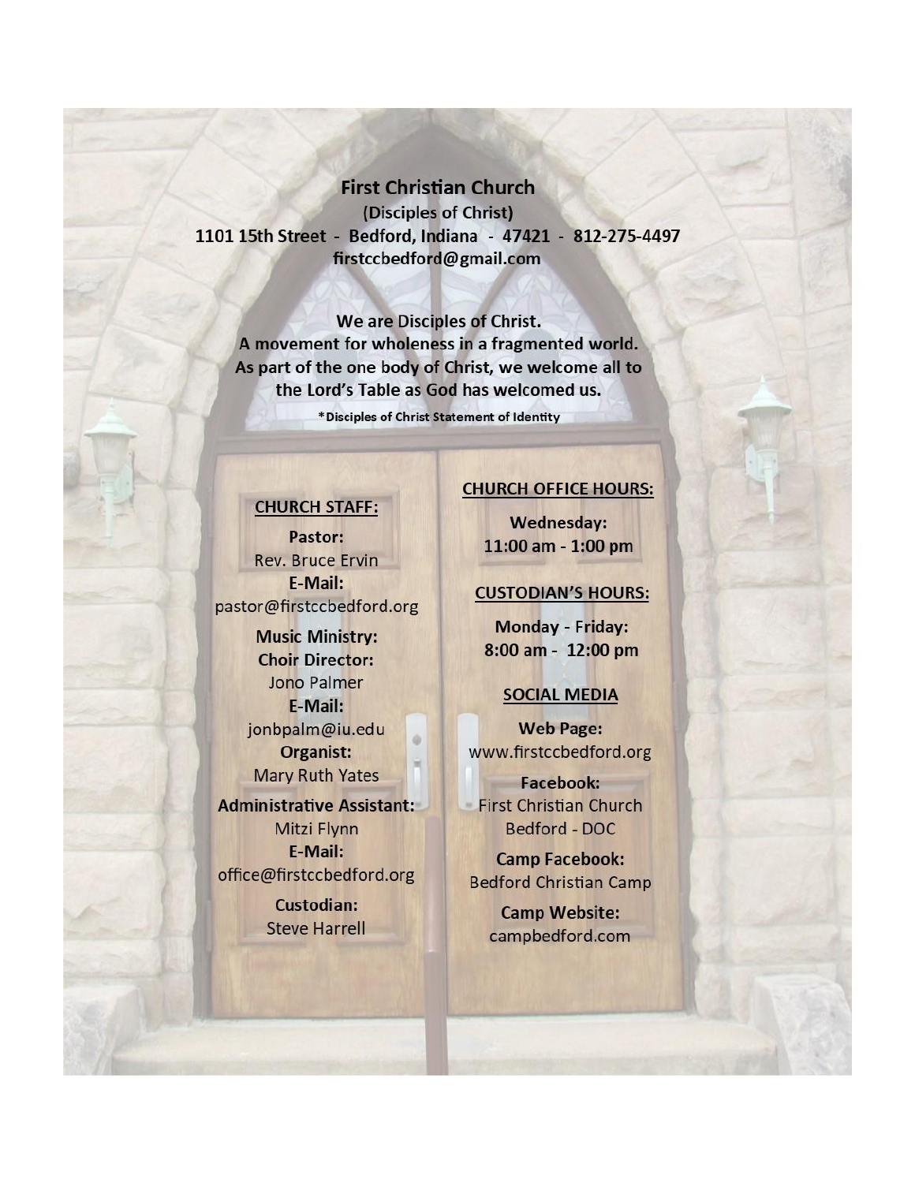**First Christian Church**
**(Disciples of Christ)**
**1101 15th Street - Bedford, Indiana - 47421 - 812-275-4497**
**firstccbedford@gmail.com**

**We are Disciples of Christ.**
**A movement for wholeness in a fragmented world.**
**As part of the one body of Christ, we welcome all to the Lord's Table as God has welcomed us.**

***Disciples of Christ Statement of Identity**

**CHURCH STAFF:**

**Pastor:**
Rev. Bruce Ervin
**E-Mail:**
pastor@firstccbedford.org

**Music Ministry:**
**Choir Director:**
Jono Palmer
**E-Mail:**
jonbpalm@iu.edu
**Organist:**
Mary Ruth Yates

**Administrative Assistant:**
Mitzi Flynn
**E-Mail:**
office@firstccbedford.org

**Custodian:**
Steve Harrell

**CHURCH OFFICE HOURS:**

**Wednesday:**
**11:00 am - 1:00 pm**

**CUSTODIAN'S HOURS:**

**Monday - Friday:**
**8:00 am - 12:00 pm**

**SOCIAL MEDIA**

**Web Page:**
www.firstccbedford.org

**Facebook:**
First Christian Church
Bedford - DOC

**Camp Facebook:**
Bedford Christian Camp

**Camp Website:**
campbedford.com